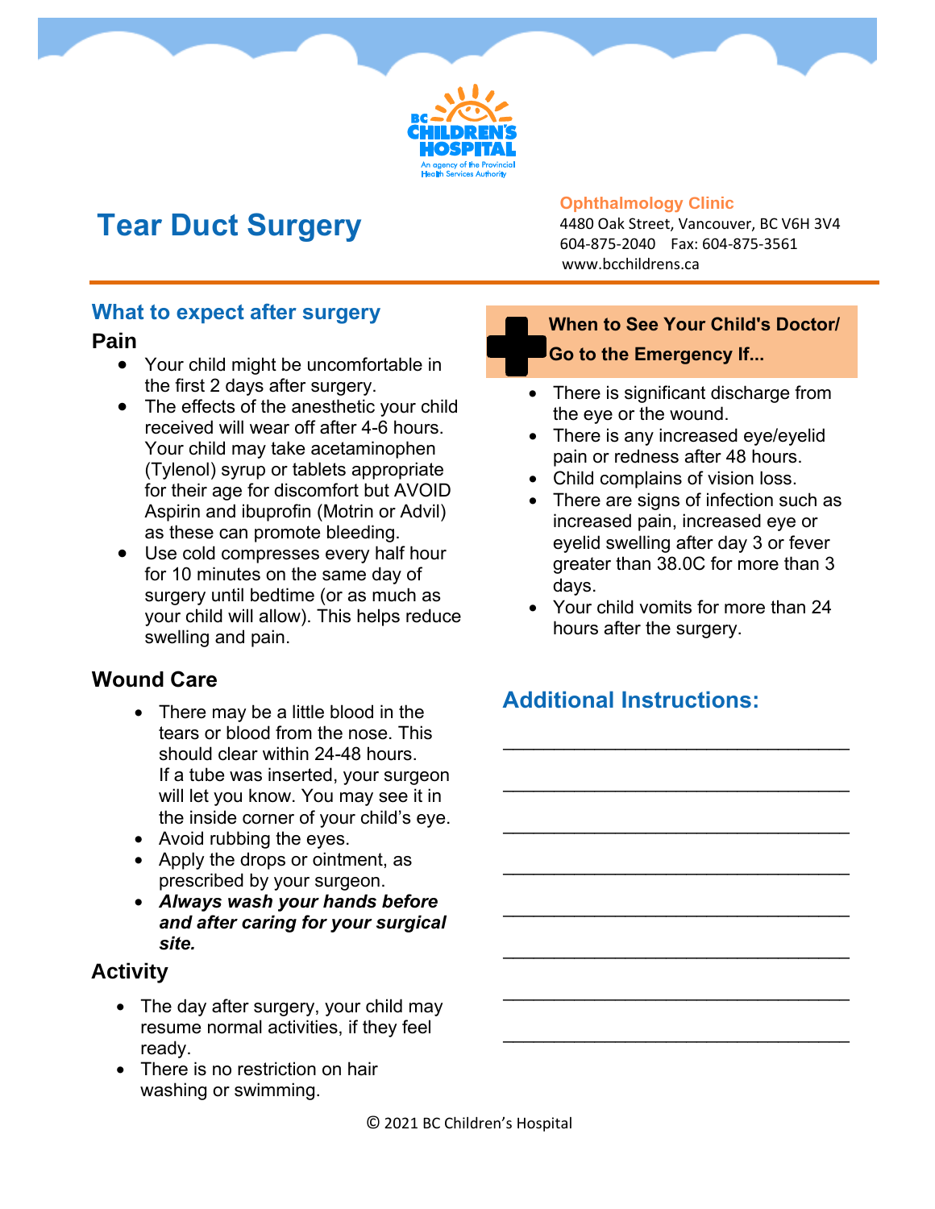BC CHILDREN'S HOSPITAL
An agency of the Provincial Health Services Authority

# Tear Duct Surgery

**Ophthalmology Clinic**
4480 Oak Street, Vancouver, BC V6H 3V4
604-875-2040 Fax: 604-875-3561
www.bcchildrens.ca

## What to expect after surgery

### Pain

- Your child might be uncomfortable in the first 2 days after surgery.
- The effects of the anesthetic your child received will wear off after 4-6 hours. Your child may take acetaminophen (Tylenol) syrup or tablets appropriate for their age for discomfort but AVOID Aspirin and ibuprofen (Motrin or Advil) as these can promote bleeding.
- Use cold compresses every half hour for 10 minutes on the same day of surgery until bedtime (or as much as your child will allow). This helps reduce swelling and pain.

### Wound Care

- There may be a little blood in the tears or blood from the nose. This should clear within 24-48 hours. If a tube was inserted, your surgeon will let you know. You may see it in the inside corner of your child's eye.
- Avoid rubbing the eyes.
- Apply the drops or ointment, as prescribed by your surgeon.
- ***Always wash your hands before and after caring for your surgical site.***

### Activity

- The day after surgery, your child may resume normal activities, if they feel ready.
- There is no restriction on hair washing or swimming.

### When to See Your Child's Doctor/ Go to the Emergency If...

- There is significant discharge from the eye or the wound.
- There is any increased eye/eyelid pain or redness after 48 hours.
- Child complains of vision loss.
- There are signs of infection such as increased pain, increased eye or eyelid swelling after day 3 or fever greater than 38.0C for more than 3 days.
- Your child vomits for more than 24 hours after the surgery.

## Additional Instructions:

\_\_\_\_\_\_\_\_\_\_\_\_\_\_\_\_\_\_\_\_\_\_\_\_\_\_\_\_\_\_\_\_

\_\_\_\_\_\_\_\_\_\_\_\_\_\_\_\_\_\_\_\_\_\_\_\_\_\_\_\_\_\_\_\_

\_\_\_\_\_\_\_\_\_\_\_\_\_\_\_\_\_\_\_\_\_\_\_\_\_\_\_\_\_\_\_\_

\_\_\_\_\_\_\_\_\_\_\_\_\_\_\_\_\_\_\_\_\_\_\_\_\_\_\_\_\_\_\_\_

\_\_\_\_\_\_\_\_\_\_\_\_\_\_\_\_\_\_\_\_\_\_\_\_\_\_\_\_\_\_\_\_

\_\_\_\_\_\_\_\_\_\_\_\_\_\_\_\_\_\_\_\_\_\_\_\_\_\_\_\_\_\_\_\_

\_\_\_\_\_\_\_\_\_\_\_\_\_\_\_\_\_\_\_\_\_\_\_\_\_\_\_\_\_\_\_\_

\_\_\_\_\_\_\_\_\_\_\_\_\_\_\_\_\_\_\_\_\_\_\_\_\_\_\_\_\_\_\_\_

© 2021 BC Children's Hospital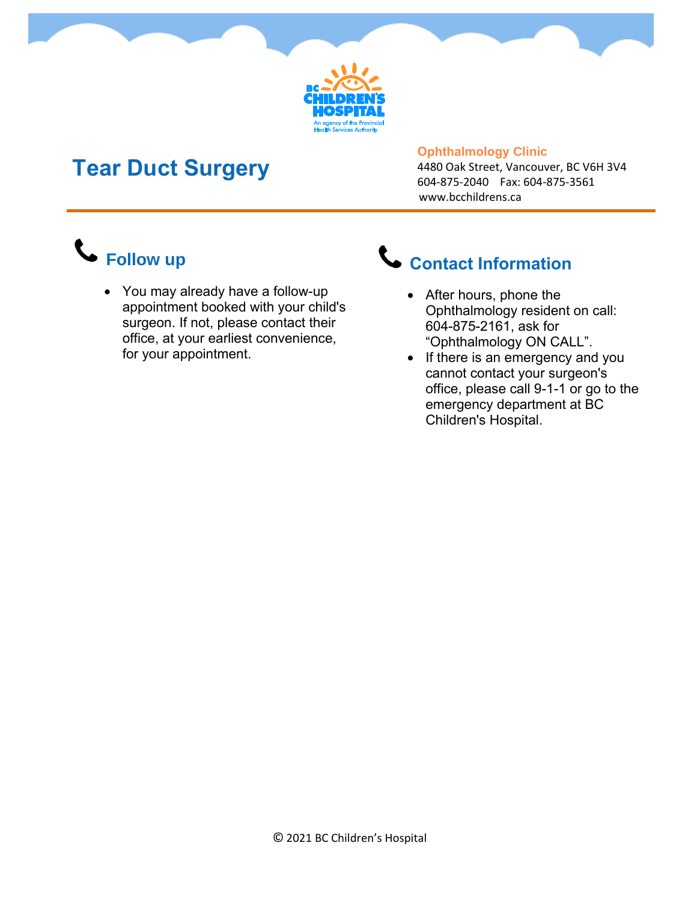# Tear Duct Surgery

**Ophthalmology Clinic**
4480 Oak Street, Vancouver, BC V6H 3V4
604-875-2040 Fax: 604-875-3561
www.bcchildrens.ca

## Follow up

- You may already have a follow-up appointment booked with your child's surgeon. If not, please contact their office, at your earliest convenience, for your appointment.

## Contact Information

- After hours, phone the Ophthalmology resident on call: 604-875-2161, ask for "Ophthalmology ON CALL".
- If there is an emergency and you cannot contact your surgeon's office, please call 9-1-1 or go to the emergency department at BC Children's Hospital.

© 2021 BC Children's Hospital